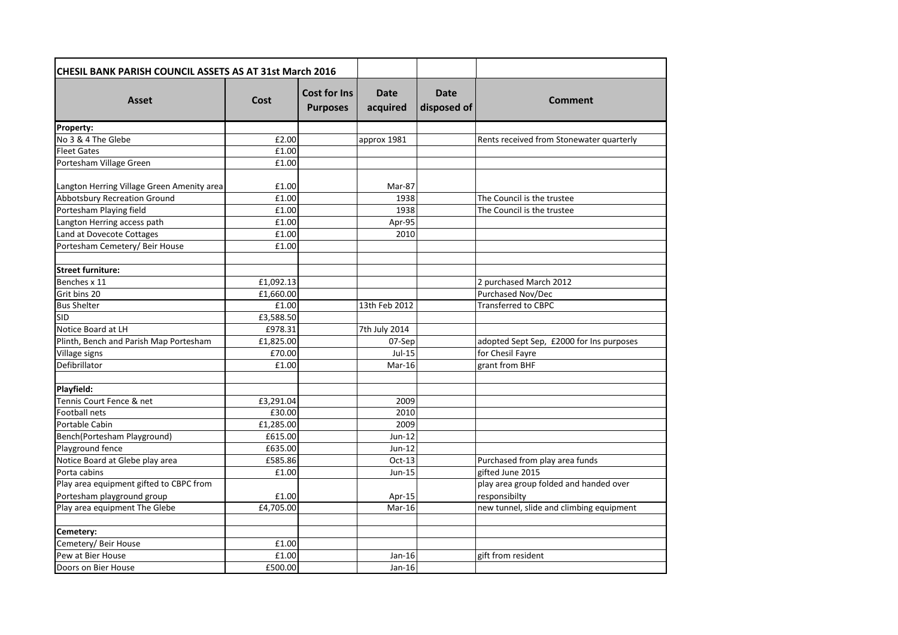| CHESIL BANK PARISH COUNCIL ASSETS AS AT 31st March 2016 | | | | | |
|---|---|---|---|---|---|
| **Asset** | **Cost** | **Cost for Ins Purposes** | **Date acquired** | **Date disposed of** | **Comment** |
| **Property:** | | | | | |
| No 3 & 4 The Glebe | £2.00 | | approx 1981 | | Rents received from Stonewater quarterly |
| Fleet Gates | £1.00 | | | | |
| Portesham Village Green | £1.00 | | | | |
| Langton Herring Village Green Amenity area | £1.00 | | Mar-87 | | |
| Abbotsbury Recreation Ground | £1.00 | | 1938 | | The Council is the trustee |
| Portesham Playing field | £1.00 | | 1938 | | The Council is the trustee |
| Langton Herring access path | £1.00 | | Apr-95 | | |
| Land at Dovecote Cottages | £1.00 | | 2010 | | |
| Portesham Cemetery/ Beir House | £1.00 | | | | |
| | | | | | |
| **Street furniture:** | | | | | |
| Benches x 11 | £1,092.13 | | | | 2 purchased March 2012 |
| Grit bins 20 | £1,660.00 | | | | Purchased Nov/Dec |
| Bus Shelter | £1.00 | | 13th Feb 2012 | | Transferred to CBPC |
| SID | £3,588.50 | | | | |
| Notice Board at LH | £978.31 | | 7th July 2014 | | |
| Plinth, Bench and Parish Map Portesham | £1,825.00 | | 07-Sep | | adopted Sept Sep, £2000 for Ins purposes |
| Village signs | £70.00 | | Jul-15 | | for Chesil Fayre |
| Defibrillator | £1.00 | | Mar-16 | | grant from BHF |
| | | | | | |
| **Playfield:** | | | | | |
| Tennis Court Fence & net | £3,291.04 | | 2009 | | |
| Football nets | £30.00 | | 2010 | | |
| Portable Cabin | £1,285.00 | | 2009 | | |
| Bench(Portesham Playground) | £615.00 | | Jun-12 | | |
| Playground fence | £635.00 | | Jun-12 | | |
| Notice Board at Glebe play area | £585.86 | | Oct-13 | | Purchased from play area funds |
| Porta cabins | £1.00 | | Jun-15 | | gifted June 2015 |
| Play area equipment gifted to CBPC from Portesham playground group | £1.00 | | Apr-15 | | play area group folded and handed over responsibilty |
| Play area equipment The Glebe | £4,705.00 | | Mar-16 | | new tunnel, slide and climbing equipment |
| | | | | | |
| **Cemetery:** | | | | | |
| Cemetery/ Beir House | £1.00 | | | | |
| Pew at Bier House | £1.00 | | Jan-16 | | gift from resident |
| Doors on Bier House | £500.00 | | Jan-16 | | |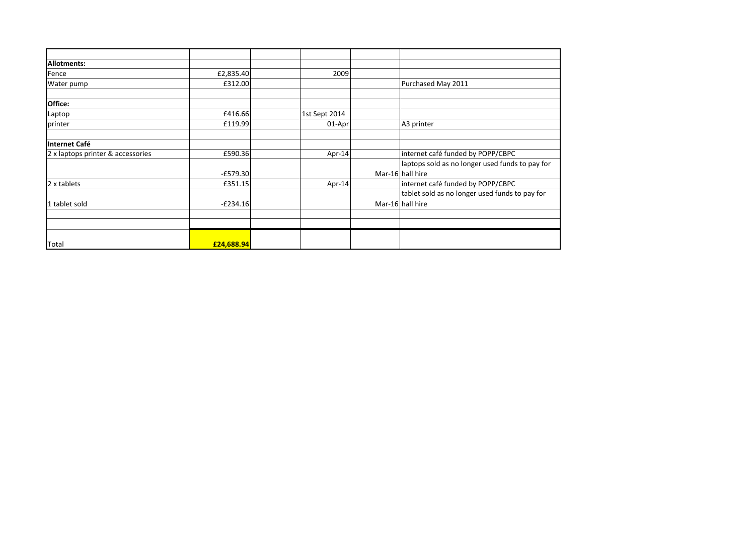| | | | | | |
|---|---|---|---|---|---|
| | | | | | |
| **Allotments:** | | | | | |
| Fence | £2,835.40 | | 2009 | | |
| Water pump | £312.00 | | | | Purchased May 2011 |
| | | | | | |
| **Office:** | | | | | |
| Laptop | £416.66 | | 1st Sept 2014 | | |
| printer | £119.99 | | 01-Apr | | A3 printer |
| | | | | | |
| **Internet Café** | | | | | |
| 2 x laptops printer & accessories | £590.36 | | Apr-14 | | internet café funded by POPP/CBPC |
| | -£579.30 | | | Mar-16 | laptops sold as no longer used funds to pay for hall hire |
| 2 x tablets | £351.15 | | Apr-14 | | internet café funded by POPP/CBPC |
| 1 tablet sold | -£234.16 | | | Mar-16 | tablet sold as no longer used funds to pay for hall hire |
| | | | | | |
| | | | | | |
| Total | **£24,688.94** | | | | |